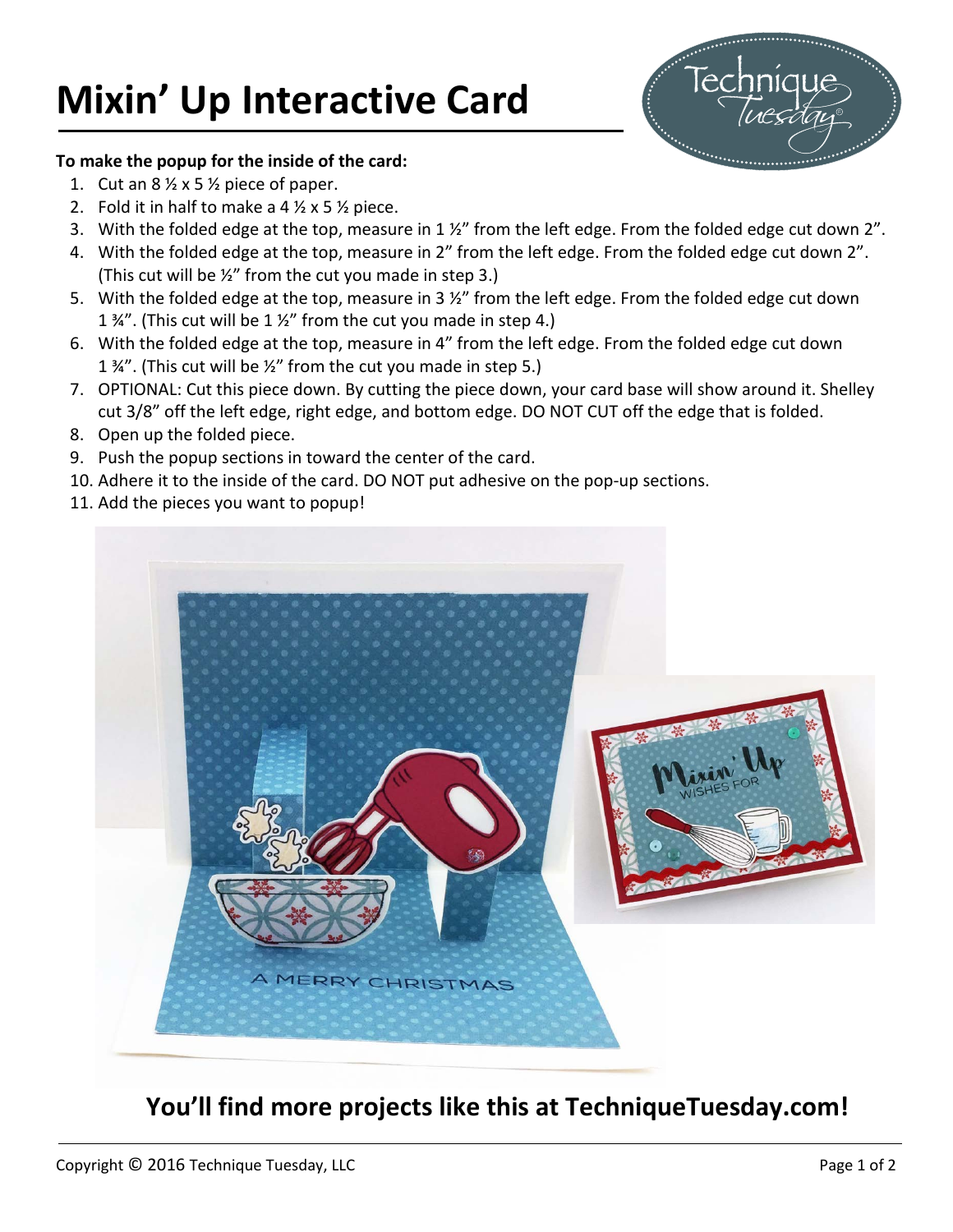# Mixin' Up Interactive Card

**To make the popup for the inside of the card:**

1. Cut an 8 ½ x 5 ½ piece of paper.
2. Fold it in half to make a 4 ½ x 5 ½ piece.
3. With the folded edge at the top, measure in 1 ½" from the left edge. From the folded edge cut down 2".
4. With the folded edge at the top, measure in 2" from the left edge. From the folded edge cut down 2". (This cut will be ½" from the cut you made in step 3.)
5. With the folded edge at the top, measure in 3 ½" from the left edge. From the folded edge cut down 1 ¾". (This cut will be 1 ½" from the cut you made in step 4.)
6. With the folded edge at the top, measure in 4" from the left edge. From the folded edge cut down 1 ¾". (This cut will be ½" from the cut you made in step 5.)
7. OPTIONAL: Cut this piece down. By cutting the piece down, your card base will show around it. Shelley cut 3/8" off the left edge, right edge, and bottom edge. DO NOT CUT off the edge that is folded.
8. Open up the folded piece.
9. Push the popup sections in toward the center of the card.
10. Adhere it to the inside of the card. DO NOT put adhesive on the pop-up sections.
11. Add the pieces you want to popup!

## You'll find more projects like this at TechniqueTuesday.com!

Copyright © 2016 Technique Tuesday, LLC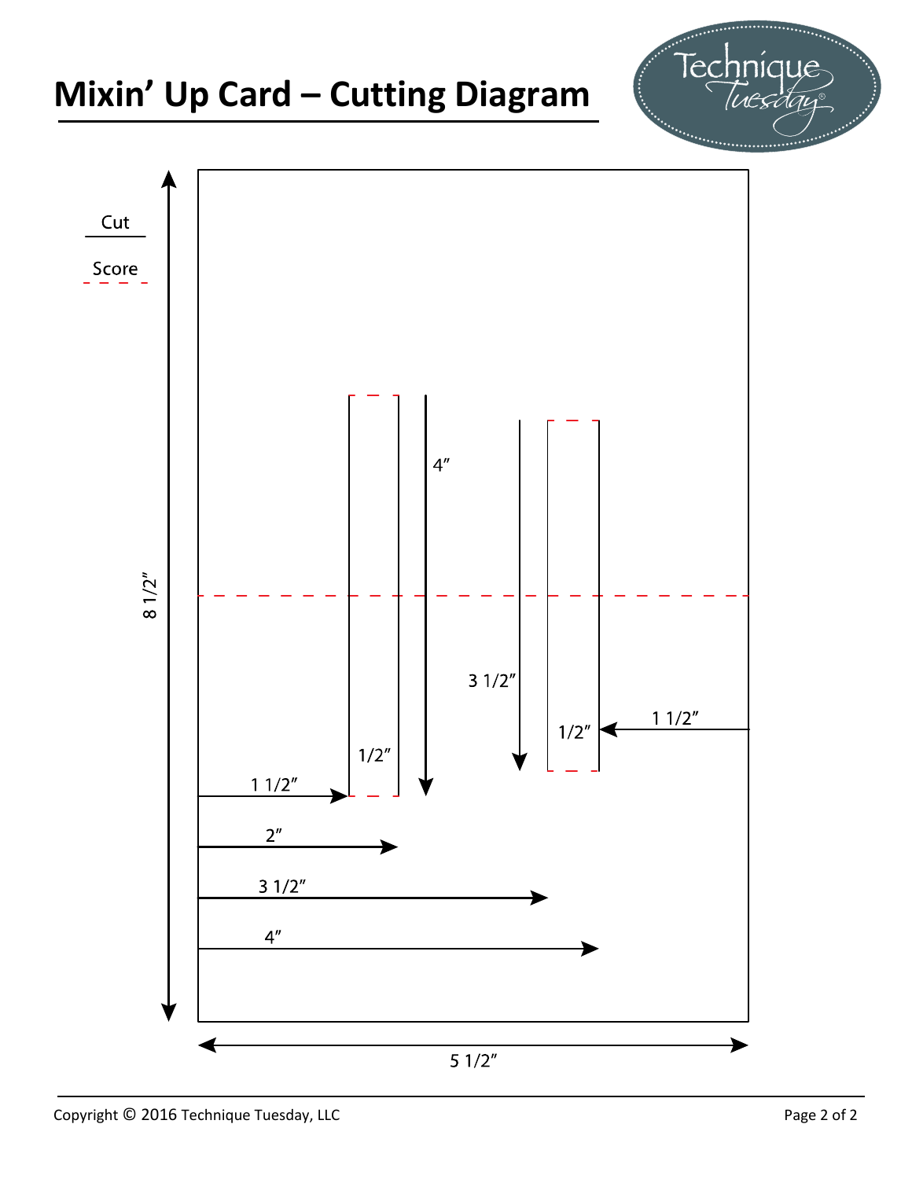# Mixin' Up Card – Cutting Diagram

Technique Tuesday

Cut

Score

8 1/2"

4"

3 1/2"

1 1/2"

1/2"

1/2"

1 1/2"

2"

3 1/2"

4"

5 1/2"

Copyright © 2016 Technique Tuesday, LLC